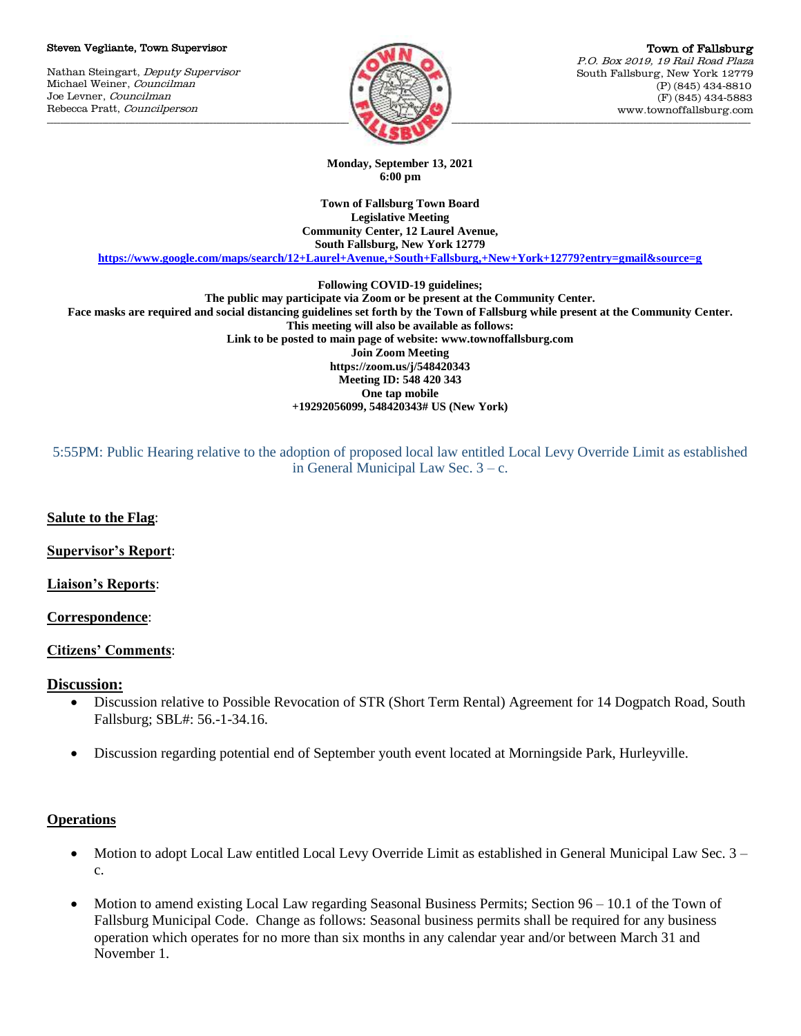Steven Vegliante, Town Supervisor

Nathan Steingart, *Deputy Supervisor*
Michael Weiner, *Councilman*
Joe Levner, *Councilman*
Rebecca Pratt, *Councilperson*

Town of Fallsburg
*P.O. Box 2019, 19 Rail Road Plaza*
South Fallsburg, New York 12779
(P) (845) 434-8810
(F) (845) 434-5883
www.townoffallsburg.com

**Monday, September 13, 2021**
**6:00 pm**

**Town of Fallsburg Town Board**
**Legislative Meeting**
**Community Center, 12 Laurel Avenue,**
**South Fallsburg, New York 12779**
**https://www.google.com/maps/search/12+Laurel+Avenue,+South+Fallsburg,+New+York+12779?entry=gmail&source=g**

**Following COVID-19 guidelines;**
**The public may participate via Zoom or be present at the Community Center.**
**Face masks are required and social distancing guidelines set forth by the Town of Fallsburg while present at the Community Center.**
**This meeting will also be available as follows:**
**Link to be posted to main page of website: www.townoffallsburg.com**
**Join Zoom Meeting**
**https://zoom.us/j/548420343**
**Meeting ID: 548 420 343**
**One tap mobile**
**+19292056099, 548420343# US (New York)**

5:55PM: Public Hearing relative to the adoption of proposed local law entitled Local Levy Override Limit as established in General Municipal Law Sec. 3 – c.

**Salute to the Flag**:

**Supervisor's Report**:

**Liaison's Reports**:

**Correspondence**:

**Citizens' Comments**:

## Discussion:

- Discussion relative to Possible Revocation of STR (Short Term Rental) Agreement for 14 Dogpatch Road, South Fallsburg; SBL#: 56.-1-34.16.
- Discussion regarding potential end of September youth event located at Morningside Park, Hurleyville.

## Operations

- Motion to adopt Local Law entitled Local Levy Override Limit as established in General Municipal Law Sec. 3 – c.
- Motion to amend existing Local Law regarding Seasonal Business Permits; Section 96 – 10.1 of the Town of Fallsburg Municipal Code. Change as follows: Seasonal business permits shall be required for any business operation which operates for no more than six months in any calendar year and/or between March 31 and November 1.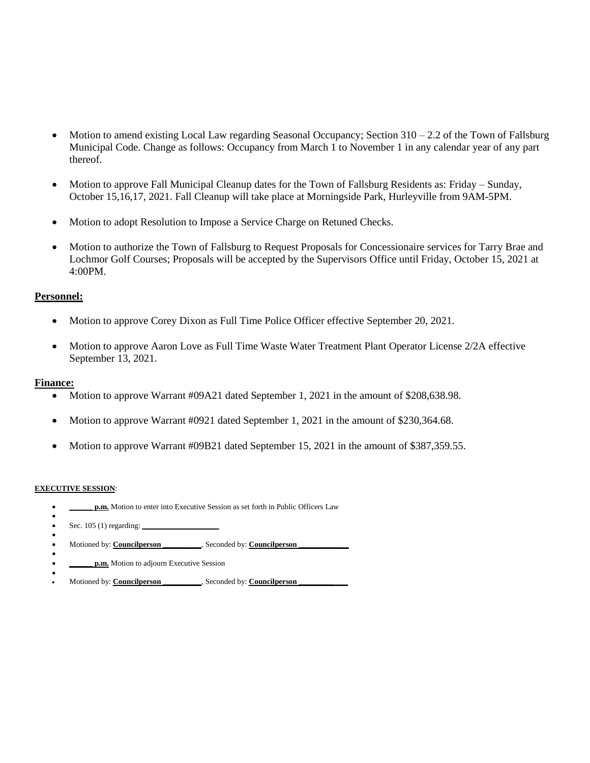- Motion to amend existing Local Law regarding Seasonal Occupancy; Section 310 – 2.2 of the Town of Fallsburg Municipal Code. Change as follows: Occupancy from March 1 to November 1 in any calendar year of any part thereof.

- Motion to approve Fall Municipal Cleanup dates for the Town of Fallsburg Residents as: Friday – Sunday, October 15,16,17, 2021. Fall Cleanup will take place at Morningside Park, Hurleyville from 9AM-5PM.

- Motion to adopt Resolution to Impose a Service Charge on Retuned Checks.

- Motion to authorize the Town of Fallsburg to Request Proposals for Concessionaire services for Tarry Brae and Lochmor Golf Courses; Proposals will be accepted by the Supervisors Office until Friday, October 15, 2021 at 4:00PM.

## Personnel:

- Motion to approve Corey Dixon as Full Time Police Officer effective September 20, 2021.

- Motion to approve Aaron Love as Full Time Waste Water Treatment Plant Operator License 2/2A effective September 13, 2021.

## Finance:

- Motion to approve Warrant #09A21 dated September 1, 2021 in the amount of $208,638.98.

- Motion to approve Warrant #0921 dated September 1, 2021 in the amount of $230,364.68.

- Motion to approve Warrant #09B21 dated September 15, 2021 in the amount of $387,359.55.

**EXECUTIVE SESSION**:

- **______ p.m.** Motion to enter into Executive Session as set forth in Public Officers Law
- Sec. 105 (1) regarding: ___________________
- Motioned by: **Councilperson __________**, Seconded by: **Councilperson _____________**
- **______ p.m.** Motion to adjourn Executive Session
- Motioned by: **Councilperson __________**, Seconded by: **Councilperson _____________**